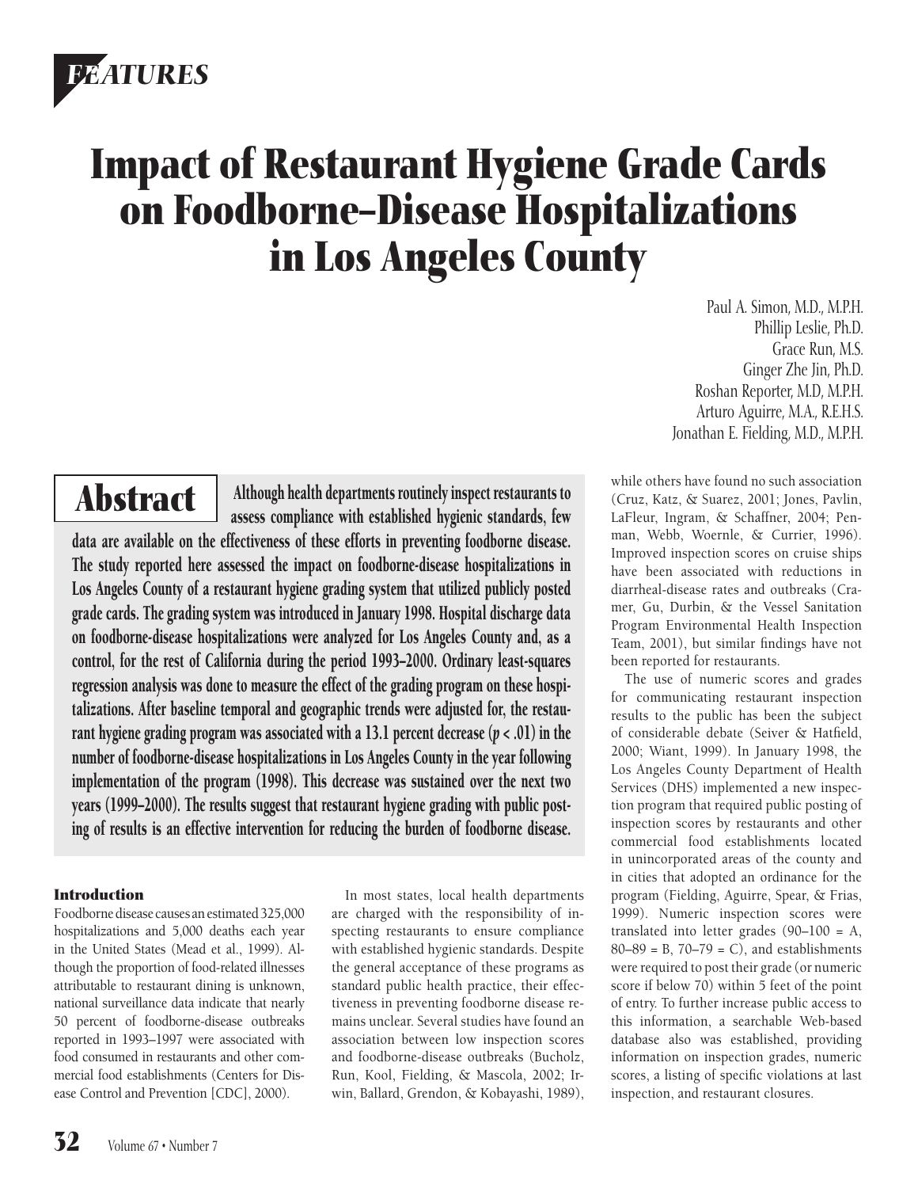# Impact of Restaurant Hygiene Grade Cards on Foodborne-Disease Hospitalizations in Los Angeles County

Paul A. Simon, M.D., M.P.H.
Phillip Leslie, Ph.D.
Grace Run, M.S.
Ginger Zhe Jin, Ph.D.
Roshan Reporter, M.D, M.P.H.
Arturo Aguirre, M.A., R.E.H.S.
Jonathan E. Fielding, M.D., M.P.H.

## Abstract

**Although health departments routinely inspect restaurants to assess compliance with established hygienic standards, few data are available on the effectiveness of these efforts in preventing foodborne disease. The study reported here assessed the impact on foodborne-disease hospitalizations in Los Angeles County of a restaurant hygiene grading system that utilized publicly posted grade cards. The grading system was introduced in January 1998. Hospital discharge data on foodborne-disease hospitalizations were analyzed for Los Angeles County and, as a control, for the rest of California during the period 1993–2000. Ordinary least-squares regression analysis was done to measure the effect of the grading program on these hospitalizations. After baseline temporal and geographic trends were adjusted for, the restaurant hygiene grading program was associated with a 13.1 percent decrease ($p < .01$) in the number of foodborne-disease hospitalizations in Los Angeles County in the year following implementation of the program (1998). This decrease was sustained over the next two years (1999–2000). The results suggest that restaurant hygiene grading with public posting of results is an effective intervention for reducing the burden of foodborne disease.**

### Introduction

Foodborne disease causes an estimated 325,000 hospitalizations and 5,000 deaths each year in the United States (Mead et al., 1999). Although the proportion of food-related illnesses attributable to restaurant dining is unknown, national surveillance data indicate that nearly 50 percent of foodborne-disease outbreaks reported in 1993–1997 were associated with food consumed in restaurants and other commercial food establishments (Centers for Disease Control and Prevention [CDC], 2000).

In most states, local health departments are charged with the responsibility of inspecting restaurants to ensure compliance with established hygienic standards. Despite the general acceptance of these programs as standard public health practice, their effectiveness in preventing foodborne disease remains unclear. Several studies have found an association between low inspection scores and foodborne-disease outbreaks (Bucholz, Run, Kool, Fielding, & Mascola, 2002; Irwin, Ballard, Grendon, & Kobayashi, 1989), while others have found no such association (Cruz, Katz, & Suarez, 2001; Jones, Pavlin, LaFleur, Ingram, & Schaffner, 2004; Penman, Webb, Woernle, & Currier, 1996). Improved inspection scores on cruise ships have been associated with reductions in diarrheal-disease rates and outbreaks (Cramer, Gu, Durbin, & the Vessel Sanitation Program Environmental Health Inspection Team, 2001), but similar findings have not been reported for restaurants.

The use of numeric scores and grades for communicating restaurant inspection results to the public has been the subject of considerable debate (Seiver & Hatfield, 2000; Wiant, 1999). In January 1998, the Los Angeles County Department of Health Services (DHS) implemented a new inspection program that required public posting of inspection scores by restaurants and other commercial food establishments located in unincorporated areas of the county and in cities that adopted an ordinance for the program (Fielding, Aguirre, Spear, & Frias, 1999). Numeric inspection scores were translated into letter grades (90–100 = A, 80–89 = B, 70–79 = C), and establishments were required to post their grade (or numeric score if below 70) within 5 feet of the point of entry. To further increase public access to this information, a searchable Web-based database also was established, providing information on inspection grades, numeric scores, a listing of specific violations at last inspection, and restaurant closures.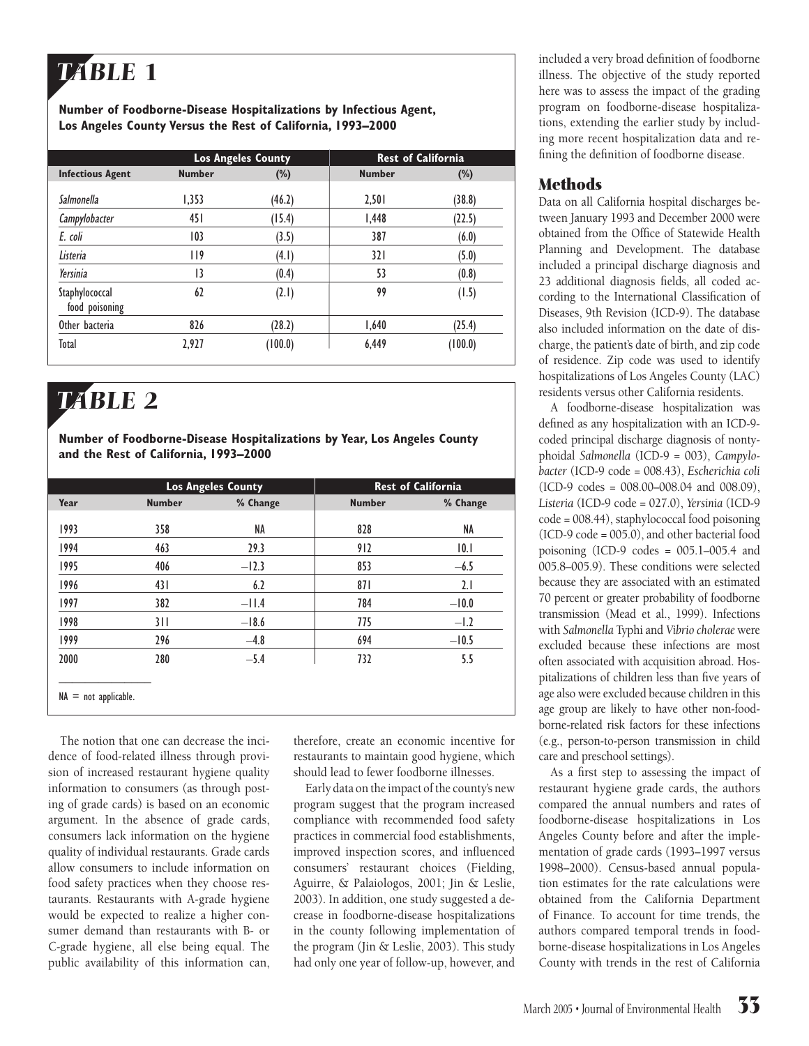## TABLE 1

**Number of Foodborne-Disease Hospitalizations by Infectious Agent, Los Angeles County Versus the Rest of California, 1993–2000**

| | Los Angeles County | | Rest of California | |
|---|---|---|---|---|
| **Infectious Agent** | **Number** | **(%)** | **Number** | **(%)** |
| *Salmonella* | 1,353 | (46.2) | 2,501 | (38.8) |
| *Campylobacter* | 451 | (15.4) | 1,448 | (22.5) |
| *E. coli* | 103 | (3.5) | 387 | (6.0) |
| *Listeria* | 119 | (4.1) | 321 | (5.0) |
| *Yersinia* | 13 | (0.4) | 53 | (0.8) |
| Staphylococcal food poisoning | 62 | (2.1) | 99 | (1.5) |
| Other bacteria | 826 | (28.2) | 1,640 | (25.4) |
| Total | 2,927 | (100.0) | 6,449 | (100.0) |

## TABLE 2

**Number of Foodborne-Disease Hospitalizations by Year, Los Angeles County and the Rest of California, 1993–2000**

| | Los Angeles County | | Rest of California | |
|---|---|---|---|---|
| **Year** | **Number** | **% Change** | **Number** | **% Change** |
| 1993 | 358 | NA | 828 | NA |
| 1994 | 463 | 29.3 | 912 | 10.1 |
| 1995 | 406 | −12.3 | 853 | −6.5 |
| 1996 | 431 | 6.2 | 871 | 2.1 |
| 1997 | 382 | −11.4 | 784 | −10.0 |
| 1998 | 311 | −18.6 | 775 | −1.2 |
| 1999 | 296 | −4.8 | 694 | −10.5 |
| 2000 | 280 | −5.4 | 732 | 5.5 |

NA = not applicable.

The notion that one can decrease the incidence of food-related illness through provision of increased restaurant hygiene quality information to consumers (as through posting of grade cards) is based on an economic argument. In the absence of grade cards, consumers lack information on the hygiene quality of individual restaurants. Grade cards allow consumers to include information on food safety practices when they choose restaurants. Restaurants with A-grade hygiene would be expected to realize a higher consumer demand than restaurants with B- or C-grade hygiene, all else being equal. The public availability of this information can, therefore, create an economic incentive for restaurants to maintain good hygiene, which should lead to fewer foodborne illnesses.

Early data on the impact of the county's new program suggest that the program increased compliance with recommended food safety practices in commercial food establishments, improved inspection scores, and influenced consumers' restaurant choices (Fielding, Aguirre, & Palaiologos, 2001; Jin & Leslie, 2003). In addition, one study suggested a decrease in foodborne-disease hospitalizations in the county following implementation of the program (Jin & Leslie, 2003). This study had only one year of follow-up, however, and included a very broad definition of foodborne illness. The objective of the study reported here was to assess the impact of the grading program on foodborne-disease hospitalizations, extending the earlier study by including more recent hospitalization data and refining the definition of foodborne disease.

## Methods

Data on all California hospital discharges between January 1993 and December 2000 were obtained from the Office of Statewide Health Planning and Development. The database included a principal discharge diagnosis and 23 additional diagnosis fields, all coded according to the International Classification of Diseases, 9th Revision (ICD-9). The database also included information on the date of discharge, the patient's date of birth, and zip code of residence. Zip code was used to identify hospitalizations of Los Angeles County (LAC) residents versus other California residents.

A foodborne-disease hospitalization was defined as any hospitalization with an ICD-9-coded principal discharge diagnosis of nontyphoidal *Salmonella* (ICD-9 = 003), *Campylobacter* (ICD-9 code = 008.43), *Escherichia coli* (ICD-9 codes = 008.00–008.04 and 008.09), *Listeria* (ICD-9 code = 027.0), *Yersinia* (ICD-9 code = 008.44), staphylococcal food poisoning (ICD-9 code = 005.0), and other bacterial food poisoning (ICD-9 codes = 005.1–005.4 and 005.8–005.9). These conditions were selected because they are associated with an estimated 70 percent or greater probability of foodborne transmission (Mead et al., 1999). Infections with *Salmonella* Typhi and *Vibrio cholerae* were excluded because these infections are most often associated with acquisition abroad. Hospitalizations of children less than five years of age also were excluded because children in this age group are likely to have other non-foodborne-related risk factors for these infections (e.g., person-to-person transmission in child care and preschool settings).

As a first step to assessing the impact of restaurant hygiene grade cards, the authors compared the annual numbers and rates of foodborne-disease hospitalizations in Los Angeles County before and after the implementation of grade cards (1993–1997 versus 1998–2000). Census-based annual population estimates for the rate calculations were obtained from the California Department of Finance. To account for time trends, the authors compared temporal trends in foodborne-disease hospitalizations in Los Angeles County with trends in the rest of California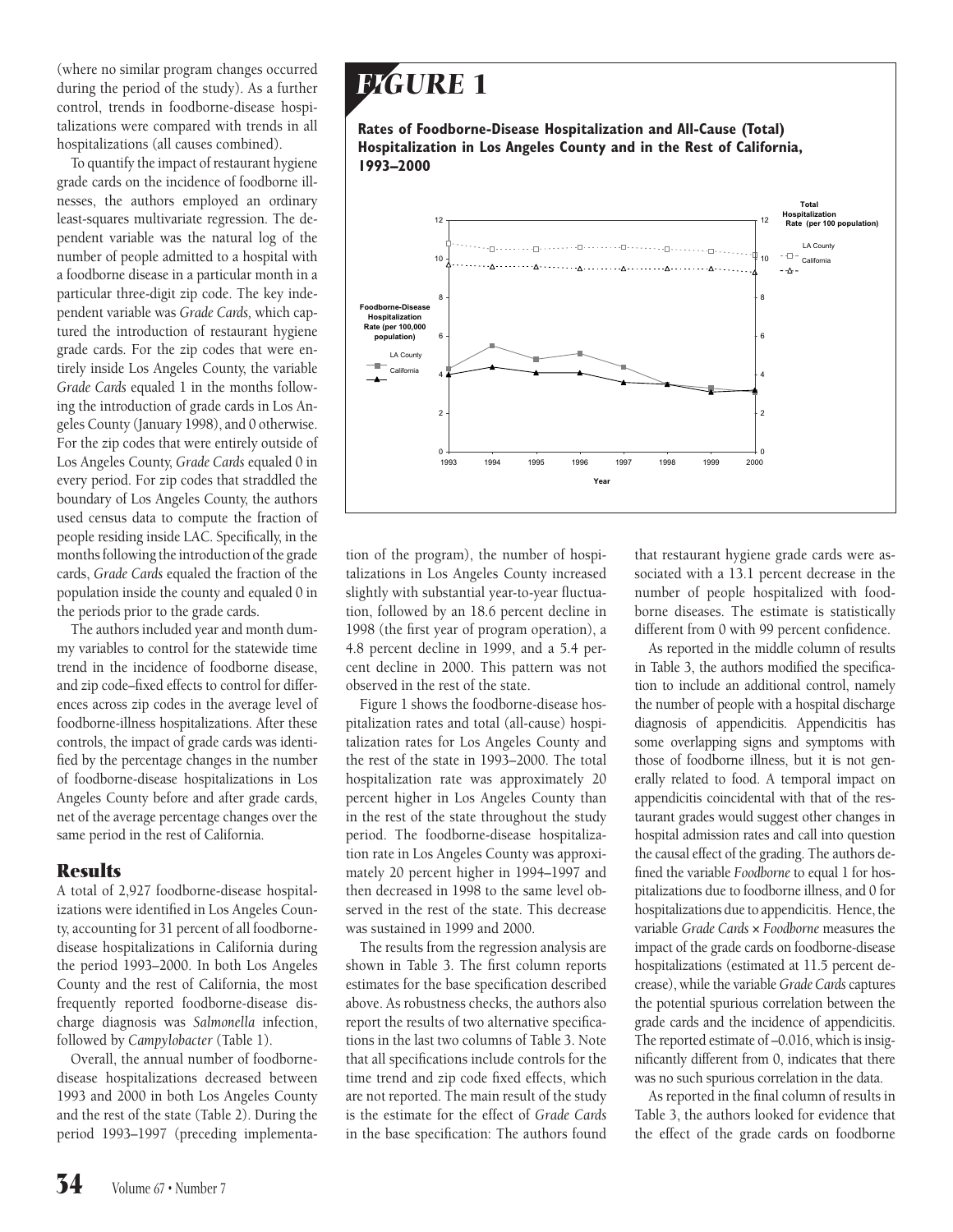(where no similar program changes occurred during the period of the study). As a further control, trends in foodborne-disease hospitalizations were compared with trends in all hospitalizations (all causes combined).

To quantify the impact of restaurant hygiene grade cards on the incidence of foodborne illnesses, the authors employed an ordinary least-squares multivariate regression. The dependent variable was the natural log of the number of people admitted to a hospital with a foodborne disease in a particular month in a particular three-digit zip code. The key independent variable was *Grade Cards*, which captured the introduction of restaurant hygiene grade cards. For the zip codes that were entirely inside Los Angeles County, the variable *Grade Cards* equaled 1 in the months following the introduction of grade cards in Los Angeles County (January 1998), and 0 otherwise. For the zip codes that were entirely outside of Los Angeles County, *Grade Cards* equaled 0 in every period. For zip codes that straddled the boundary of Los Angeles County, the authors used census data to compute the fraction of people residing inside LAC. Specifically, in the months following the introduction of the grade cards, *Grade Cards* equaled the fraction of the population inside the county and equaled 0 in the periods prior to the grade cards.

The authors included year and month dummy variables to control for the statewide time trend in the incidence of foodborne disease, and zip code–fixed effects to control for differences across zip codes in the average level of foodborne-illness hospitalizations. After these controls, the impact of grade cards was identified by the percentage changes in the number of foodborne-disease hospitalizations in Los Angeles County before and after grade cards, net of the average percentage changes over the same period in the rest of California.

## Results

A total of 2,927 foodborne-disease hospitalizations were identified in Los Angeles County, accounting for 31 percent of all foodborne-disease hospitalizations in California during the period 1993–2000. In both Los Angeles County and the rest of California, the most frequently reported foodborne-disease discharge diagnosis was *Salmonella* infection, followed by *Campylobacter* (Table 1).

Overall, the annual number of foodborne-disease hospitalizations decreased between 1993 and 2000 in both Los Angeles County and the rest of the state (Table 2). During the period 1993–1997 (preceding implementation of the program), the number of hospitalizations in Los Angeles County increased slightly with substantial year-to-year fluctuation, followed by an 18.6 percent decline in 1998 (the first year of program operation), a 4.8 percent decline in 1999, and a 5.4 percent decline in 2000. This pattern was not observed in the rest of the state.

Figure 1 shows the foodborne-disease hospitalization rates and total (all-cause) hospitalization rates for Los Angeles County and the rest of the state in 1993–2000. The total hospitalization rate was approximately 20 percent higher in Los Angeles County than in the rest of the state throughout the study period. The foodborne-disease hospitalization rate in Los Angeles County was approximately 20 percent higher in 1994–1997 and then decreased in 1998 to the same level observed in the rest of the state. This decrease was sustained in 1999 and 2000.

The results from the regression analysis are shown in Table 3. The first column reports estimates for the base specification described above. As robustness checks, the authors also report the results of two alternative specifications in the last two columns of Table 3. Note that all specifications include controls for the time trend and zip code fixed effects, which are not reported. The main result of the study is the estimate for the effect of *Grade Cards* in the base specification: The authors found that restaurant hygiene grade cards were associated with a 13.1 percent decrease in the number of people hospitalized with foodborne diseases. The estimate is statistically different from 0 with 99 percent confidence.

As reported in the middle column of results in Table 3, the authors modified the specification to include an additional control, namely the number of people with a hospital discharge diagnosis of appendicitis. Appendicitis has some overlapping signs and symptoms with those of foodborne illness, but it is not generally related to food. A temporal impact on appendicitis coincidental with that of the restaurant grades would suggest other changes in hospital admission rates and call into question the causal effect of the grading. The authors defined the variable *Foodborne* to equal 1 for hospitalizations due to foodborne illness, and 0 for hospitalizations due to appendicitis. Hence, the variable *Grade Cards* × *Foodborne* measures the impact of the grade cards on foodborne-disease hospitalizations (estimated at 11.5 percent decrease), while the variable *Grade Cards* captures the potential spurious correlation between the grade cards and the incidence of appendicitis. The reported estimate of –0.016, which is insignificantly different from 0, indicates that there was no such spurious correlation in the data.

As reported in the final column of results in Table 3, the authors looked for evidence that the effect of the grade cards on foodborne

## FIGURE 1

**Rates of Foodborne-Disease Hospitalization and All-Cause (Total) Hospitalization in Los Angeles County and in the Rest of California, 1993–2000**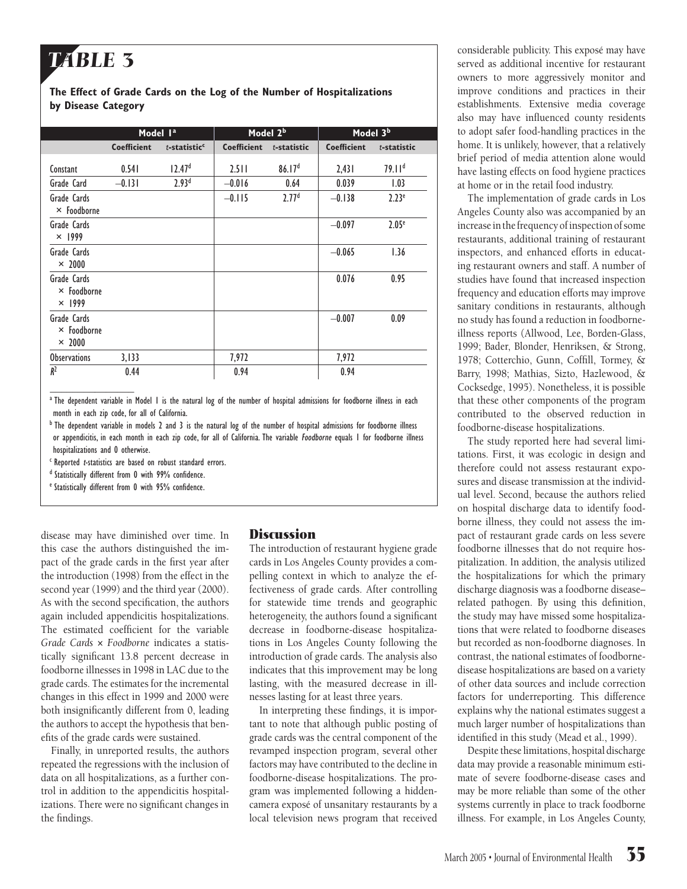# TABLE 3

**The Effect of Grade Cards on the Log of the Number of Hospitalizations by Disease Category**

| | Model 1[a] | | Model 2[b] | | Model 3[b] | |
|---|---|---|---|---|---|---|
| | **Coefficient** | *t*-statistic[c] | **Coefficient** | *t*-statistic | **Coefficient** | *t*-statistic |
| Constant | 0.541 | 12.47[d] | 2.511 | 86.17[d] | 2,431 | 79.11[d] |
| Grade Card | –0.131 | 2.93[d] | –0.016 | 0.64 | 0.039 | 1.03 |
| Grade Cards × Foodborne | | | –0.115 | 2.77[d] | –0.138 | 2.23[e] |
| Grade Cards × 1999 | | | | | –0.097 | 2.05[e] |
| Grade Cards × 2000 | | | | | –0.065 | 1.36 |
| Grade Cards × Foodborne × 1999 | | | | | 0.076 | 0.95 |
| Grade Cards × Foodborne × 2000 | | | | | –0.007 | 0.09 |
| Observations | 3,133 | | 7,972 | | 7,972 | |
| $R^2$ | 0.44 | | 0.94 | | 0.94 | |

[a] The dependent variable in Model 1 is the natural log of the number of hospital admissions for foodborne illness in each month in each zip code, for all of California.

[b] The dependent variable in models 2 and 3 is the natural log of the number of hospital admissions for foodborne illness or appendicitis, in each month in each zip code, for all of California. The variable *Foodborne* equals 1 for foodborne illness hospitalizations and 0 otherwise.

[c] Reported *t*-statistics are based on robust standard errors.

[d] Statistically different from 0 with 99% confidence.

[e] Statistically different from 0 with 95% confidence.

disease may have diminished over time. In this case the authors distinguished the impact of the grade cards in the first year after the introduction (1998) from the effect in the second year (1999) and the third year (2000). As with the second specification, the authors again included appendicitis hospitalizations. The estimated coefficient for the variable *Grade Cards × Foodborne* indicates a statistically significant 13.8 percent decrease in foodborne illnesses in 1998 in LAC due to the grade cards. The estimates for the incremental changes in this effect in 1999 and 2000 were both insignificantly different from 0, leading the authors to accept the hypothesis that benefits of the grade cards were sustained.

Finally, in unreported results, the authors repeated the regressions with the inclusion of data on all hospitalizations, as a further control in addition to the appendicitis hospitalizations. There were no significant changes in the findings.

## Discussion

The introduction of restaurant hygiene grade cards in Los Angeles County provides a compelling context in which to analyze the effectiveness of grade cards. After controlling for statewide time trends and geographic heterogeneity, the authors found a significant decrease in foodborne-disease hospitalizations in Los Angeles County following the introduction of grade cards. The analysis also indicates that this improvement may be long lasting, with the measured decrease in illnesses lasting for at least three years.

In interpreting these findings, it is important to note that although public posting of grade cards was the central component of the revamped inspection program, several other factors may have contributed to the decline in foodborne-disease hospitalizations. The program was implemented following a hidden-camera exposé of unsanitary restaurants by a local television news program that received considerable publicity. This exposé may have served as additional incentive for restaurant owners to more aggressively monitor and improve conditions and practices in their establishments. Extensive media coverage also may have influenced county residents to adopt safer food-handling practices in the home. It is unlikely, however, that a relatively brief period of media attention alone would have lasting effects on food hygiene practices at home or in the retail food industry.

The implementation of grade cards in Los Angeles County also was accompanied by an increase in the frequency of inspection of some restaurants, additional training of restaurant inspectors, and enhanced efforts in educating restaurant owners and staff. A number of studies have found that increased inspection frequency and education efforts may improve sanitary conditions in restaurants, although no study has found a reduction in foodborne-illness reports (Allwood, Lee, Borden-Glass, 1999; Bader, Blonder, Henriksen, & Strong, 1978; Cotterchio, Gunn, Coffill, Tormey, & Barry, 1998; Mathias, Sizto, Hazlewood, & Cocksedge, 1995). Nonetheless, it is possible that these other components of the program contributed to the observed reduction in foodborne-disease hospitalizations.

The study reported here had several limitations. First, it was ecologic in design and therefore could not assess restaurant exposures and disease transmission at the individual level. Second, because the authors relied on hospital discharge data to identify foodborne illness, they could not assess the impact of restaurant grade cards on less severe foodborne illnesses that do not require hospitalization. In addition, the analysis utilized the hospitalizations for which the primary discharge diagnosis was a foodborne disease–related pathogen. By using this definition, the study may have missed some hospitalizations that were related to foodborne diseases but recorded as non-foodborne diagnoses. In contrast, the national estimates of foodborne-disease hospitalizations are based on a variety of other data sources and include correction factors for underreporting. This difference explains why the national estimates suggest a much larger number of hospitalizations than identified in this study (Mead et al., 1999).

Despite these limitations, hospital discharge data may provide a reasonable minimum estimate of severe foodborne-disease cases and may be more reliable than some of the other systems currently in place to track foodborne illness. For example, in Los Angeles County,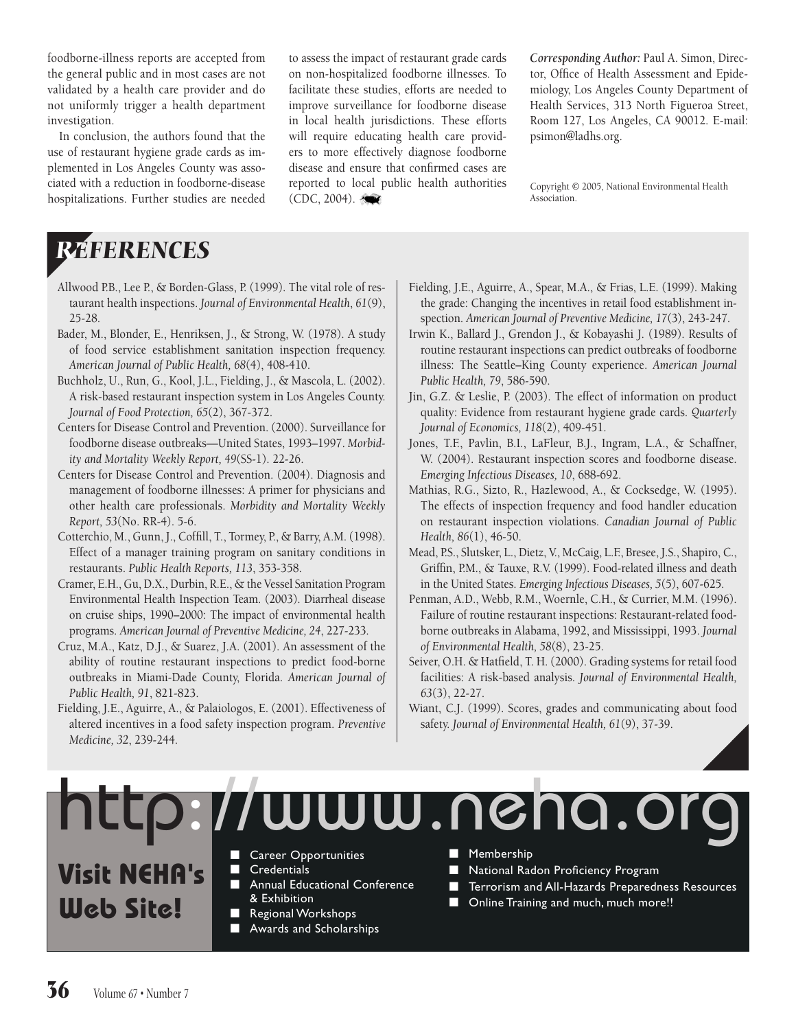foodborne-illness reports are accepted from the general public and in most cases are not validated by a health care provider and do not uniformly trigger a health department investigation.

In conclusion, the authors found that the use of restaurant hygiene grade cards as implemented in Los Angeles County was associated with a reduction in foodborne-disease hospitalizations. Further studies are needed to assess the impact of restaurant grade cards on non-hospitalized foodborne illnesses. To facilitate these studies, efforts are needed to improve surveillance for foodborne disease in local health jurisdictions. These efforts will require educating health care providers to more effectively diagnose foodborne disease and ensure that confirmed cases are reported to local public health authorities (CDC, 2004).

***Corresponding Author:*** Paul A. Simon, Director, Office of Health Assessment and Epidemiology, Los Angeles County Department of Health Services, 313 North Figueroa Street, Room 127, Los Angeles, CA 90012. E-mail: psimon@ladhs.org.

Copyright © 2005, National Environmental Health Association.

## REFERENCES

Allwood P.B., Lee P., & Borden-Glass, P. (1999). The vital role of restaurant health inspections. *Journal of Environmental Health*, *61*(9), 25-28.

Bader, M., Blonder, E., Henriksen, J., & Strong, W. (1978). A study of food service establishment sanitation inspection frequency. *American Journal of Public Health, 68*(4), 408-410.

Buchholz, U., Run, G., Kool, J.L., Fielding, J., & Mascola, L. (2002). A risk-based restaurant inspection system in Los Angeles County. *Journal of Food Protection, 65*(2), 367-372.

Centers for Disease Control and Prevention. (2000). Surveillance for foodborne disease outbreaks—United States, 1993–1997. *Morbidity and Mortality Weekly Report, 49*(SS-1). 22-26.

Centers for Disease Control and Prevention. (2004). Diagnosis and management of foodborne illnesses: A primer for physicians and other health care professionals. *Morbidity and Mortality Weekly Report, 53*(No. RR-4). 5-6.

Cotterchio, M., Gunn, J., Coffill, T., Tormey, P., & Barry, A.M. (1998). Effect of a manager training program on sanitary conditions in restaurants. *Public Health Reports, 113*, 353-358.

Cramer, E.H., Gu, D.X., Durbin, R.E., & the Vessel Sanitation Program Environmental Health Inspection Team. (2003). Diarrheal disease on cruise ships, 1990–2000: The impact of environmental health programs. *American Journal of Preventive Medicine, 24*, 227-233.

Cruz, M.A., Katz, D.J., & Suarez, J.A. (2001). An assessment of the ability of routine restaurant inspections to predict food-borne outbreaks in Miami-Dade County, Florida. *American Journal of Public Health, 91*, 821-823.

Fielding, J.E., Aguirre, A., & Palaiologos, E. (2001). Effectiveness of altered incentives in a food safety inspection program. *Preventive Medicine, 32*, 239-244.

Fielding, J.E., Aguirre, A., Spear, M.A., & Frias, L.E. (1999). Making the grade: Changing the incentives in retail food establishment inspection. *American Journal of Preventive Medicine, 17*(3), 243-247.

Irwin K., Ballard J., Grendon J., & Kobayashi J. (1989). Results of routine restaurant inspections can predict outbreaks of foodborne illness: The Seattle–King County experience. *American Journal Public Health, 79*, 586-590.

Jin, G.Z. & Leslie, P. (2003). The effect of information on product quality: Evidence from restaurant hygiene grade cards. *Quarterly Journal of Economics, 118*(2), 409-451.

Jones, T.F., Pavlin, B.I., LaFleur, B.J., Ingram, L.A., & Schaffner, W. (2004). Restaurant inspection scores and foodborne disease. *Emerging Infectious Diseases, 10*, 688-692.

Mathias, R.G., Sizto, R., Hazlewood, A., & Cocksedge, W. (1995). The effects of inspection frequency and food handler education on restaurant inspection violations. *Canadian Journal of Public Health, 86*(1), 46-50.

Mead, P.S., Slutsker, L., Dietz, V., McCaig, L.F., Bresee, J.S., Shapiro, C., Griffin, P.M., & Tauxe, R.V. (1999). Food-related illness and death in the United States. *Emerging Infectious Diseases, 5*(5), 607-625.

Penman, A.D., Webb, R.M., Woernle, C.H., & Currier, M.M. (1996). Failure of routine restaurant inspections: Restaurant-related foodborne outbreaks in Alabama, 1992, and Mississippi, 1993. *Journal of Environmental Health, 58*(8), 23-25.

Seiver, O.H. & Hatfield, T. H. (2000). Grading systems for retail food facilities: A risk-based analysis. *Journal of Environmental Health, 63*(3), 22-27.

Wiant, C.J. (1999). Scores, grades and communicating about food safety. *Journal of Environmental Health, 61*(9), 37-39.

http://www.neha.org

**Visit NEHA's Web Site!**

- Career Opportunities
- Credentials
- Annual Educational Conference & Exhibition
- Regional Workshops
- Awards and Scholarships
- Membership
- National Radon Proficiency Program
- Terrorism and All-Hazards Preparedness Resources
- Online Training and much, much more!!